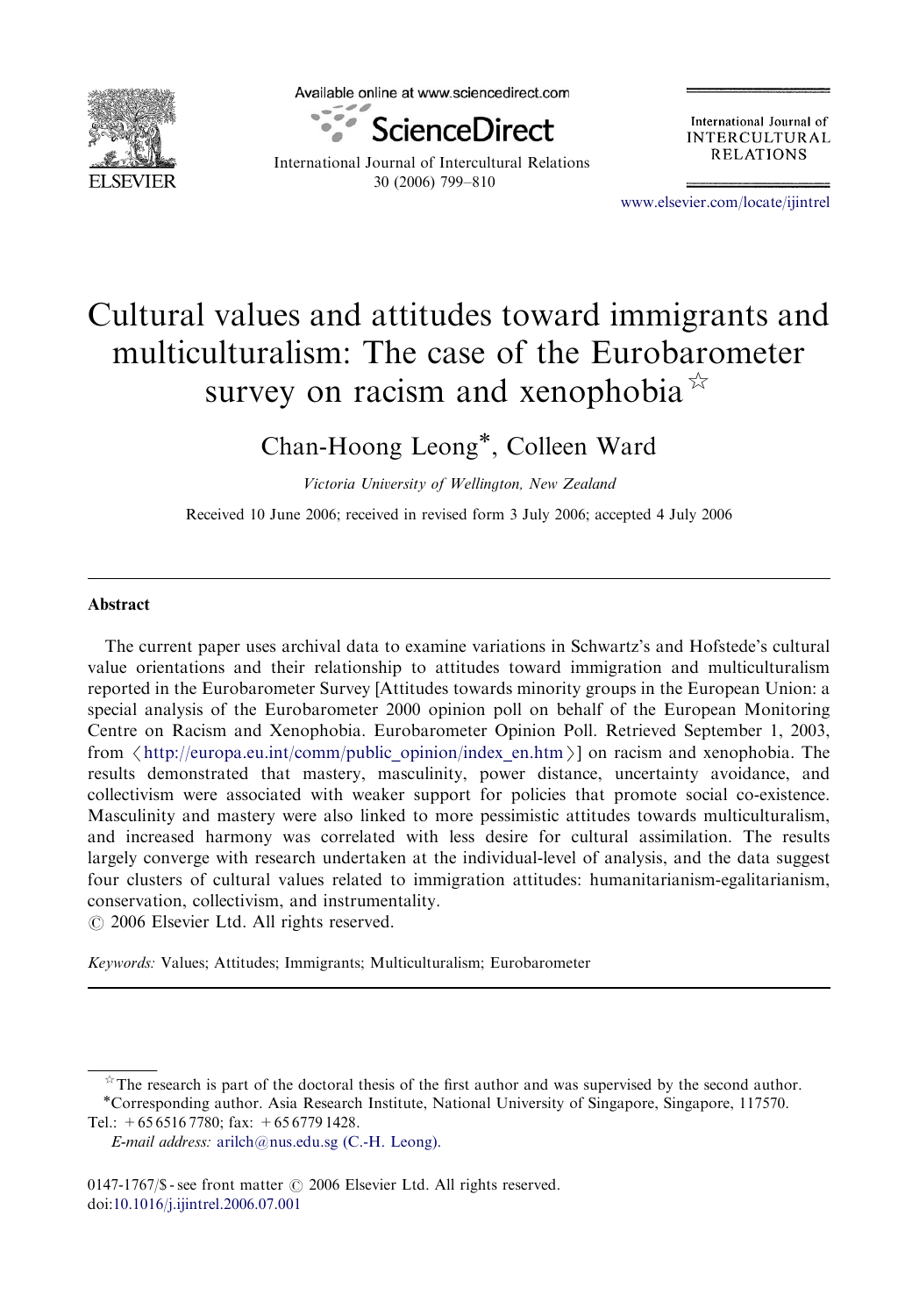# Cultural values and attitudes toward immigrants and multiculturalism: The case of the Eurobarometer survey on racism and xenophobia ☆

Chan-Hoong Leong*, Colleen Ward

*Victoria University of Wellington, New Zealand*

Received 10 June 2006; received in revised form 3 July 2006; accepted 4 July 2006

## Abstract

The current paper uses archival data to examine variations in Schwartz's and Hofstede's cultural value orientations and their relationship to attitudes toward immigration and multiculturalism reported in the Eurobarometer Survey [Attitudes towards minority groups in the European Union: a special analysis of the Eurobarometer 2000 opinion poll on behalf of the European Monitoring Centre on Racism and Xenophobia. Eurobarometer Opinion Poll. Retrieved September 1, 2003, from ⟨http://europa.eu.int/comm/public_opinion/index_en.htm⟩] on racism and xenophobia. The results demonstrated that mastery, masculinity, power distance, uncertainty avoidance, and collectivism were associated with weaker support for policies that promote social co-existence. Masculinity and mastery were also linked to more pessimistic attitudes towards multiculturalism, and increased harmony was correlated with less desire for cultural assimilation. The results largely converge with research undertaken at the individual-level of analysis, and the data suggest four clusters of cultural values related to immigration attitudes: humanitarianism-egalitarianism, conservation, collectivism, and instrumentality.

© 2006 Elsevier Ltd. All rights reserved.

*Keywords:* Values; Attitudes; Immigrants; Multiculturalism; Eurobarometer

---

☆ The research is part of the doctoral thesis of the first author and was supervised by the second author.

*Corresponding author. Asia Research Institute, National University of Singapore, Singapore, 117570. Tel.: +65 6516 7780; fax: +65 6779 1428.

*E-mail address:* arilch@nus.edu.sg (C.-H. Leong).

0147-1767/$ - see front matter © 2006 Elsevier Ltd. All rights reserved.
doi:10.1016/j.ijintrel.2006.07.001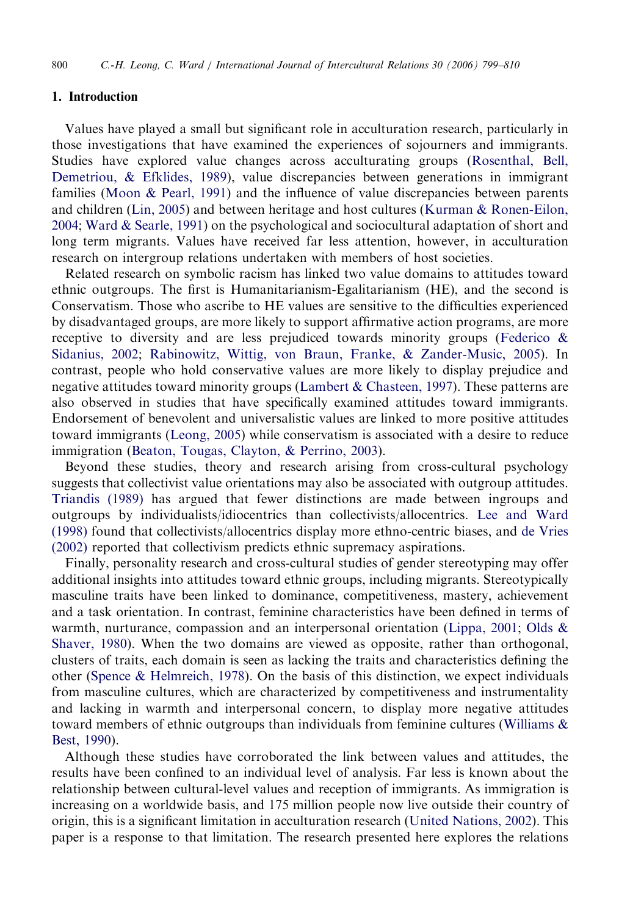## 1. Introduction

Values have played a small but significant role in acculturation research, particularly in those investigations that have examined the experiences of sojourners and immigrants. Studies have explored value changes across acculturating groups (Rosenthal, Bell, Demetriou, & Efklides, 1989), value discrepancies between generations in immigrant families (Moon & Pearl, 1991) and the influence of value discrepancies between parents and children (Lin, 2005) and between heritage and host cultures (Kurman & Ronen-Eilon, 2004; Ward & Searle, 1991) on the psychological and sociocultural adaptation of short and long term migrants. Values have received far less attention, however, in acculturation research on intergroup relations undertaken with members of host societies.

Related research on symbolic racism has linked two value domains to attitudes toward ethnic outgroups. The first is Humanitarianism-Egalitarianism (HE), and the second is Conservatism. Those who ascribe to HE values are sensitive to the difficulties experienced by disadvantaged groups, are more likely to support affirmative action programs, are more receptive to diversity and are less prejudiced towards minority groups (Federico & Sidanius, 2002; Rabinowitz, Wittig, von Braun, Franke, & Zander-Music, 2005). In contrast, people who hold conservative values are more likely to display prejudice and negative attitudes toward minority groups (Lambert & Chasteen, 1997). These patterns are also observed in studies that have specifically examined attitudes toward immigrants. Endorsement of benevolent and universalistic values are linked to more positive attitudes toward immigrants (Leong, 2005) while conservatism is associated with a desire to reduce immigration (Beaton, Tougas, Clayton, & Perrino, 2003).

Beyond these studies, theory and research arising from cross-cultural psychology suggests that collectivist value orientations may also be associated with outgroup attitudes. Triandis (1989) has argued that fewer distinctions are made between ingroups and outgroups by individualists/idiocentrics than collectivists/allocentrics. Lee and Ward (1998) found that collectivists/allocentrics display more ethno-centric biases, and de Vries (2002) reported that collectivism predicts ethnic supremacy aspirations.

Finally, personality research and cross-cultural studies of gender stereotyping may offer additional insights into attitudes toward ethnic groups, including migrants. Stereotypically masculine traits have been linked to dominance, competitiveness, mastery, achievement and a task orientation. In contrast, feminine characteristics have been defined in terms of warmth, nurturance, compassion and an interpersonal orientation (Lippa, 2001; Olds & Shaver, 1980). When the two domains are viewed as opposite, rather than orthogonal, clusters of traits, each domain is seen as lacking the traits and characteristics defining the other (Spence & Helmreich, 1978). On the basis of this distinction, we expect individuals from masculine cultures, which are characterized by competitiveness and instrumentality and lacking in warmth and interpersonal concern, to display more negative attitudes toward members of ethnic outgroups than individuals from feminine cultures (Williams & Best, 1990).

Although these studies have corroborated the link between values and attitudes, the results have been confined to an individual level of analysis. Far less is known about the relationship between cultural-level values and reception of immigrants. As immigration is increasing on a worldwide basis, and 175 million people now live outside their country of origin, this is a significant limitation in acculturation research (United Nations, 2002). This paper is a response to that limitation. The research presented here explores the relations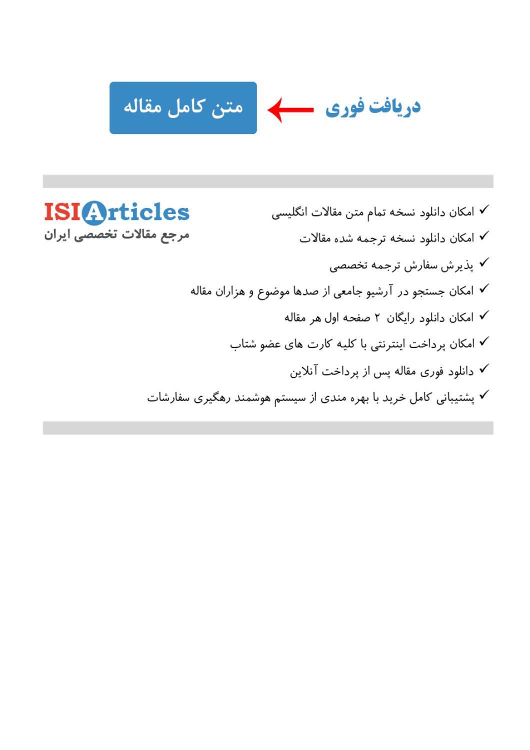دریافت فوری ← متن کامل مقاله

**ISIArticles**

مرجع مقالات تخصصی ایران

- ✓ امکان دانلود نسخه تمام متن مقالات انگلیسی
- ✓ امکان دانلود نسخه ترجمه شده مقالات
- ✓ پذیرش سفارش ترجمه تخصصی
- ✓ امکان جستجو در آرشیو جامعی از صدها موضوع و هزاران مقاله
- ✓ امکان دانلود رایگان ۲ صفحه اول هر مقاله
- ✓ امکان پرداخت اینترنتی با کلیه کارت های عضو شتاب
- ✓ دانلود فوری مقاله پس از پرداخت آنلاین
- ✓ پشتیبانی کامل خرید با بهره مندی از سیستم هوشمند رهگیری سفارشات